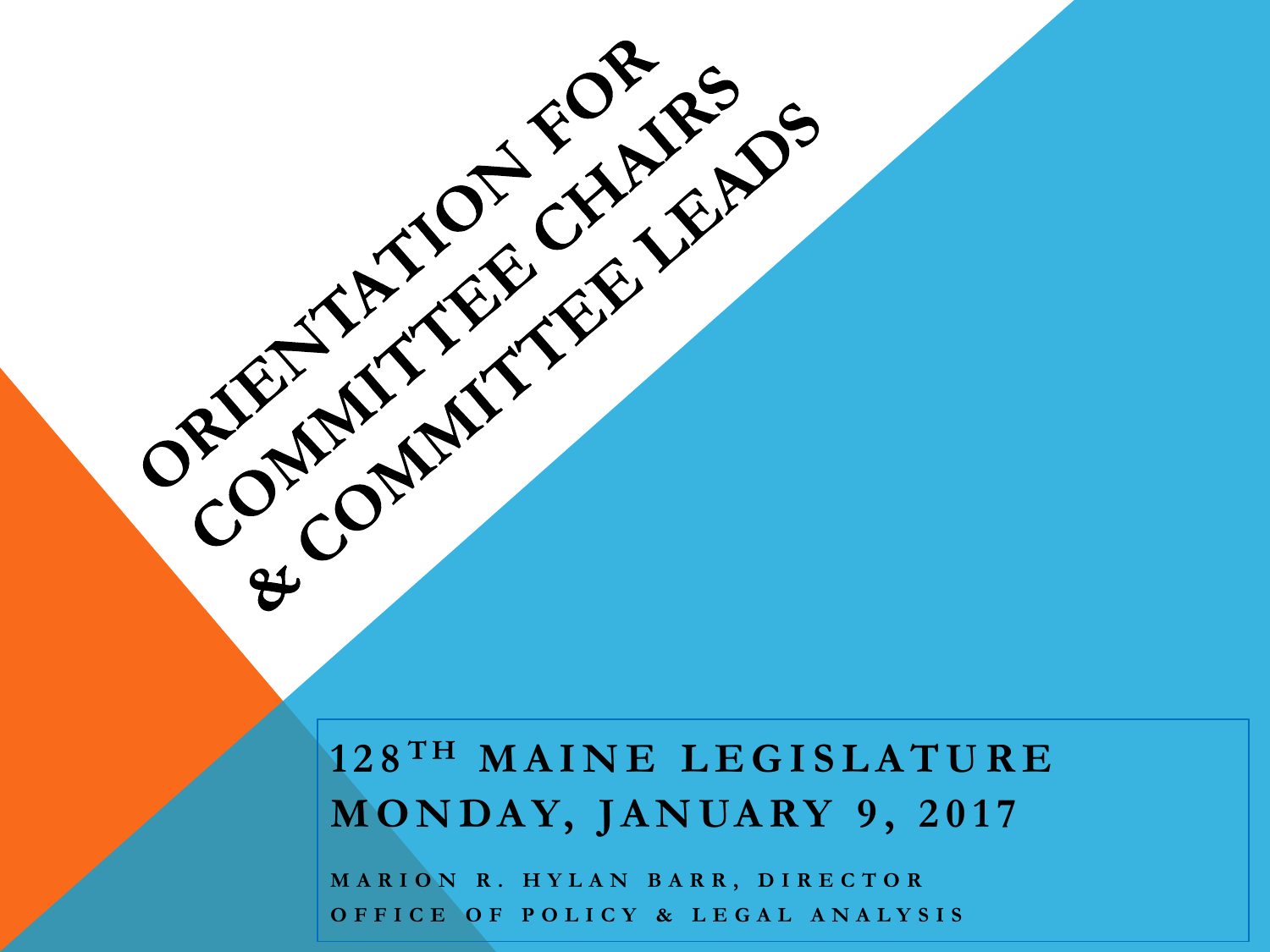# Orientation for Committee Chairs & Committee Leads

## 128th Maine Legislature
## Monday, January 9, 2017

Marion R. Hylan Barr, Director

Office of Policy & Legal Analysis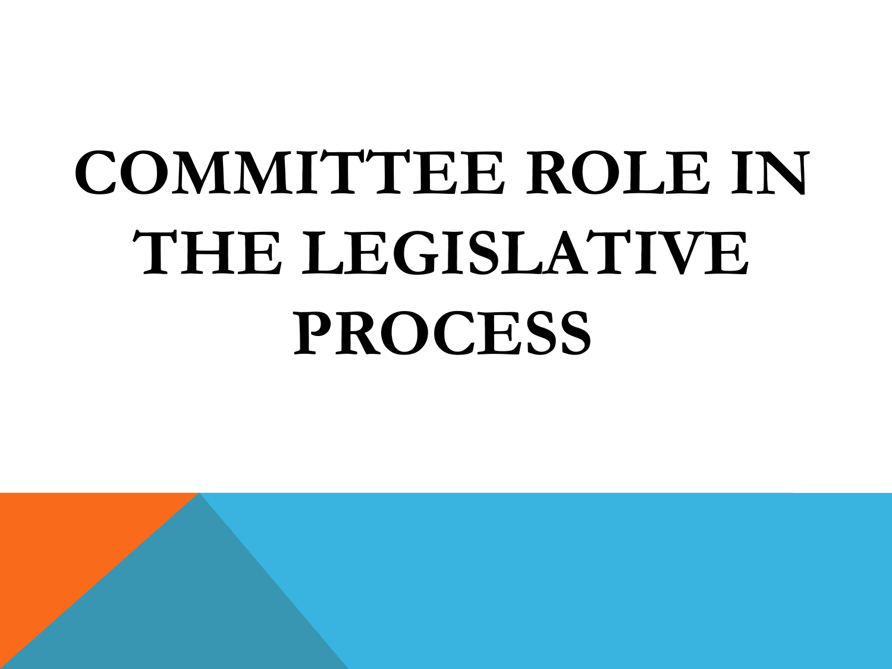# COMMITTEE ROLE IN THE LEGISLATIVE PROCESS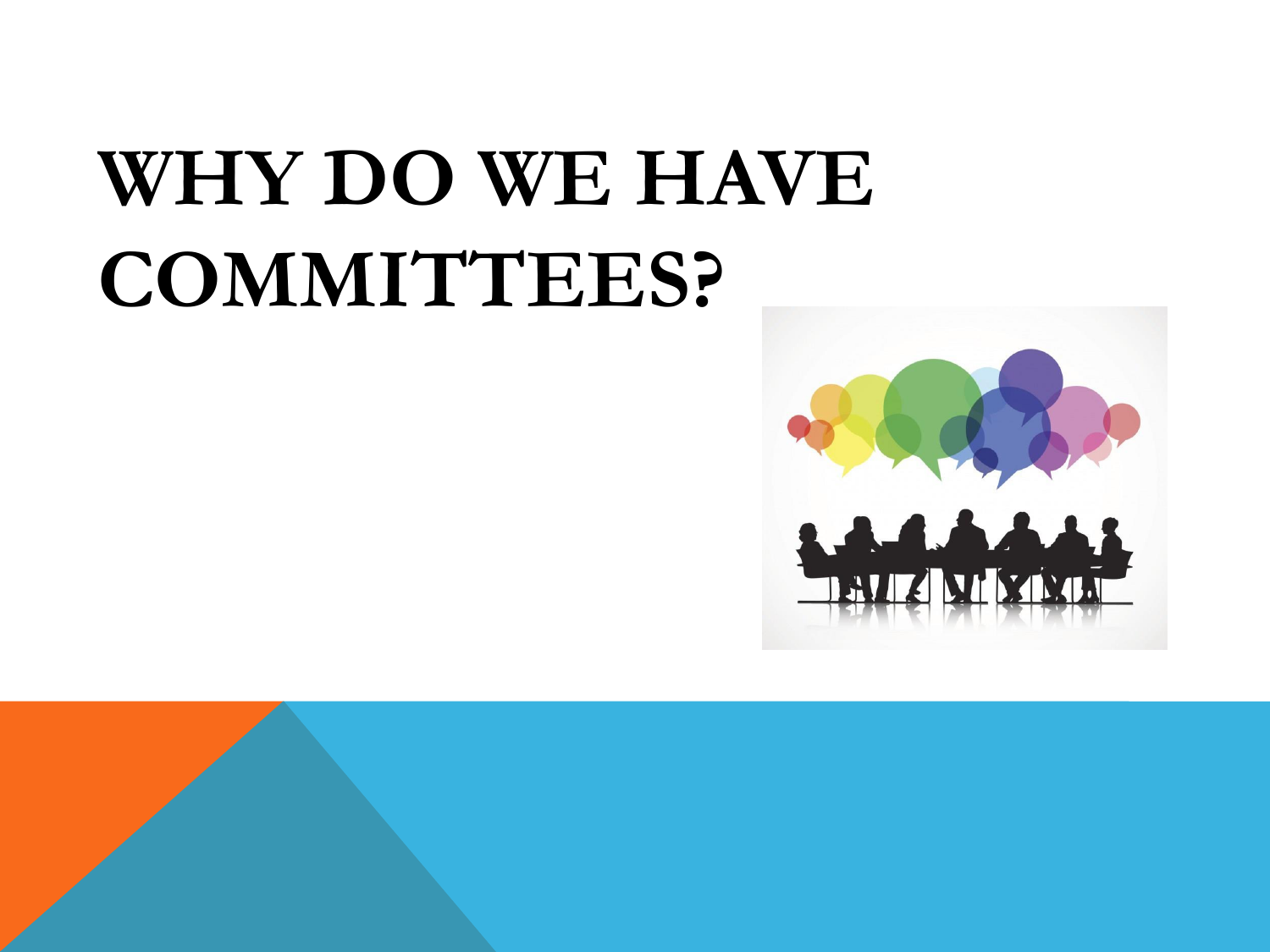# WHY DO WE HAVE COMMITTEES?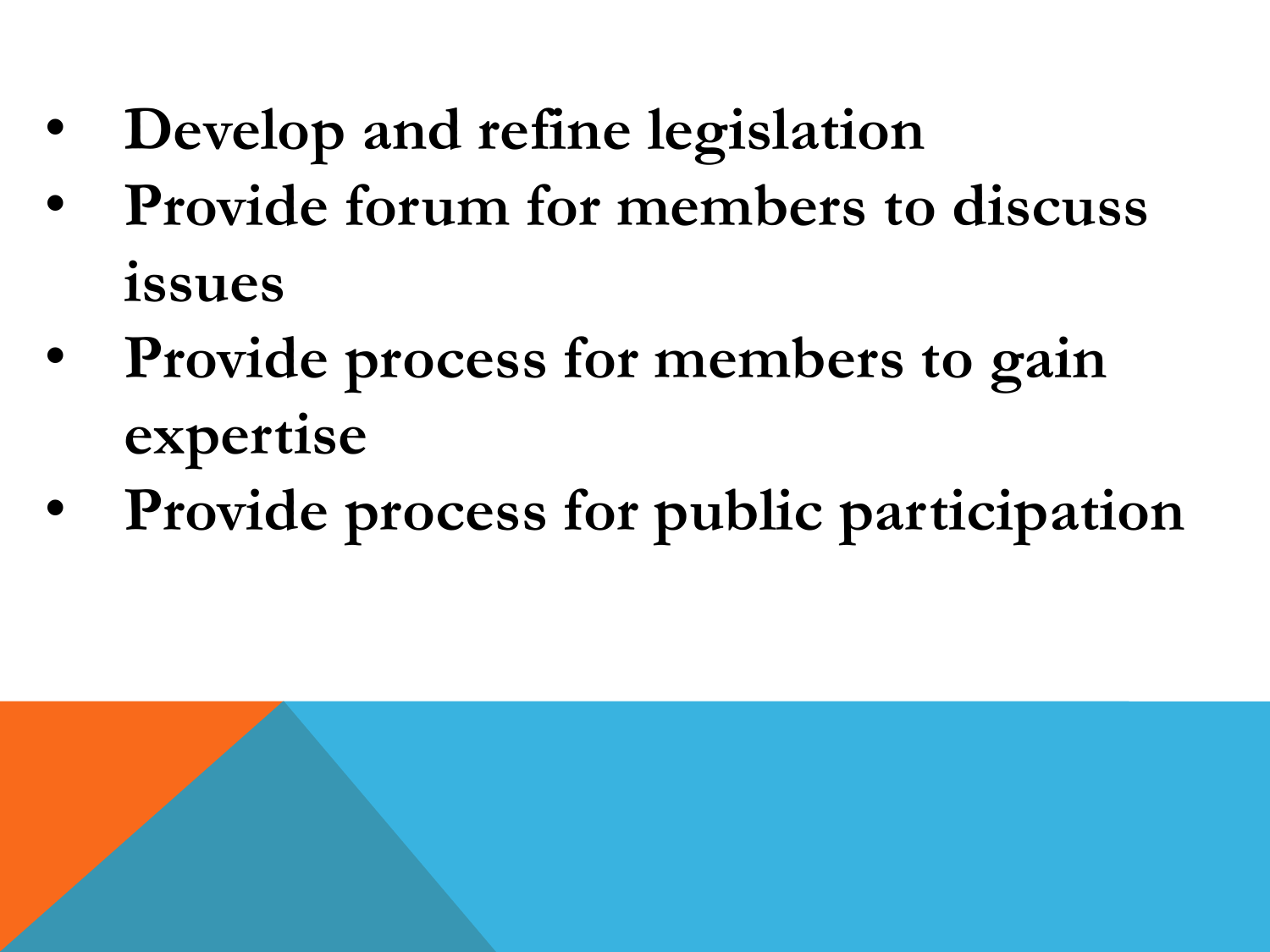- **Develop and refine legislation**
- **Provide forum for members to discuss issues**
- **Provide process for members to gain expertise**
- **Provide process for public participation**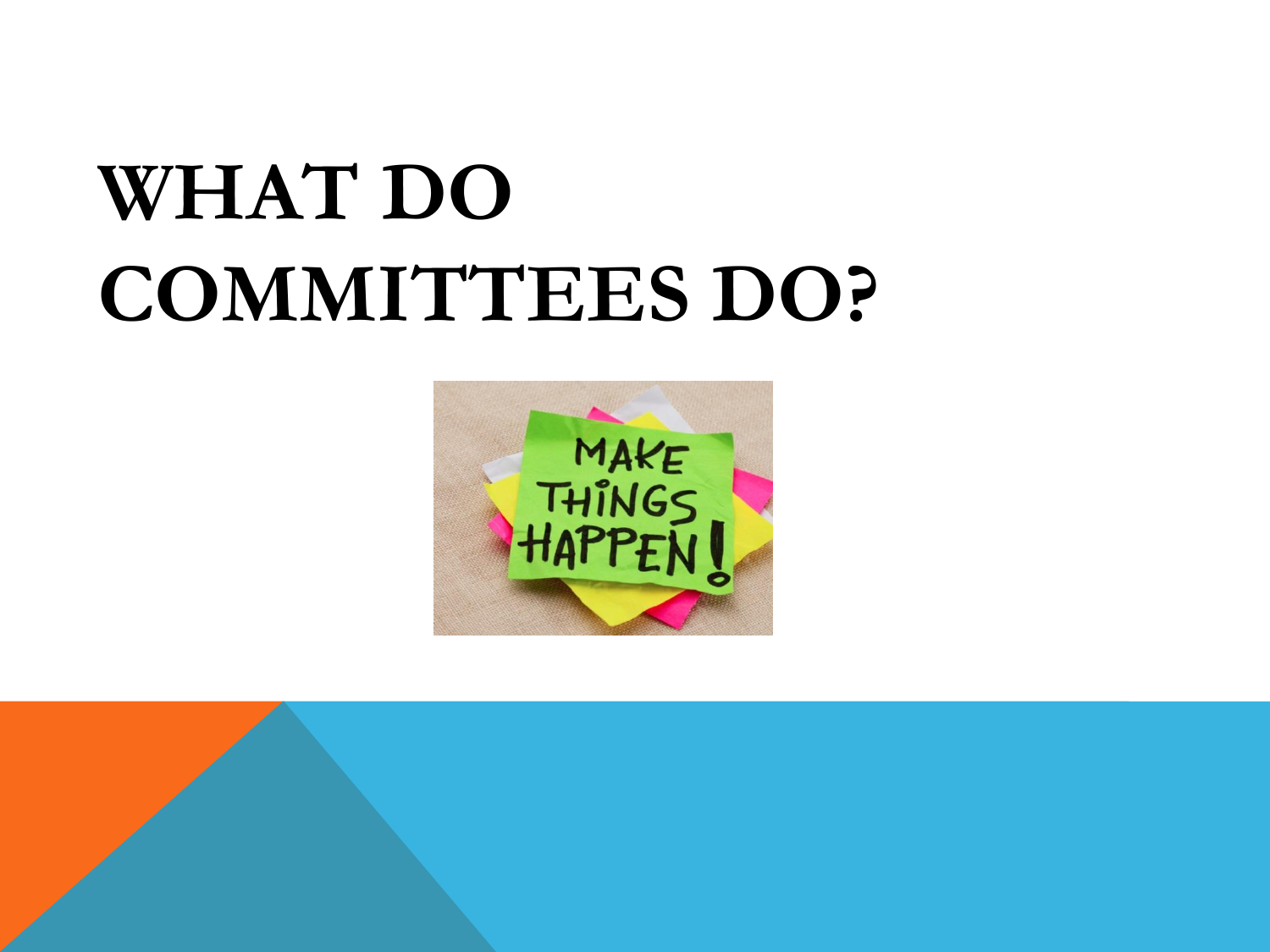# WHAT DO COMMITTEES DO?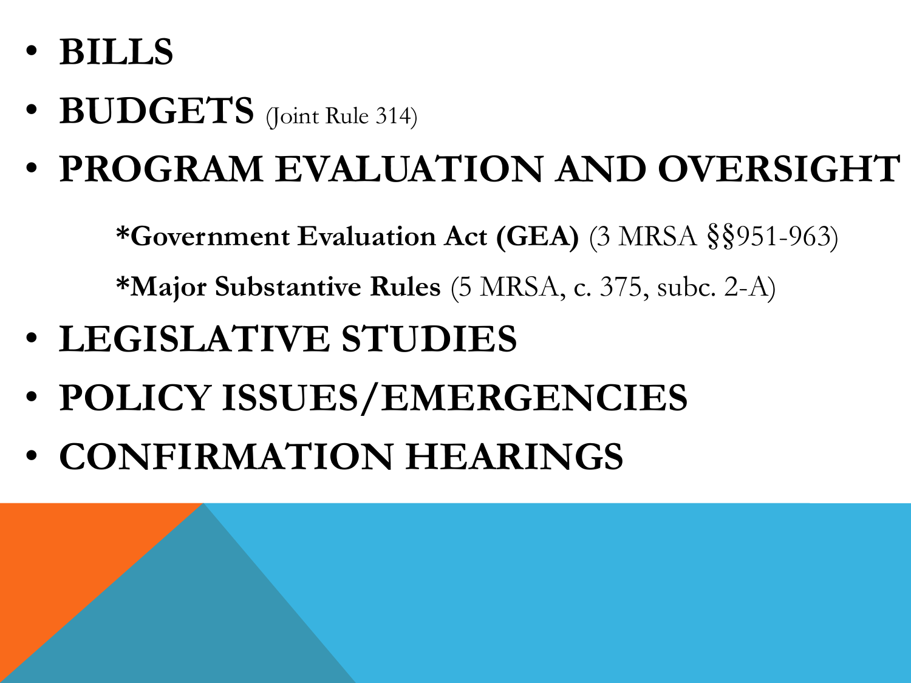- **BILLS**
- **BUDGETS** (Joint Rule 314)
- **PROGRAM EVALUATION AND OVERSIGHT**

    ***Government Evaluation Act (GEA)** (3 MRSA §§951-963)

    ***Major Substantive Rules** (5 MRSA, c. 375, subc. 2-A)

- **LEGISLATIVE STUDIES**
- **POLICY ISSUES/EMERGENCIES**
- **CONFIRMATION HEARINGS**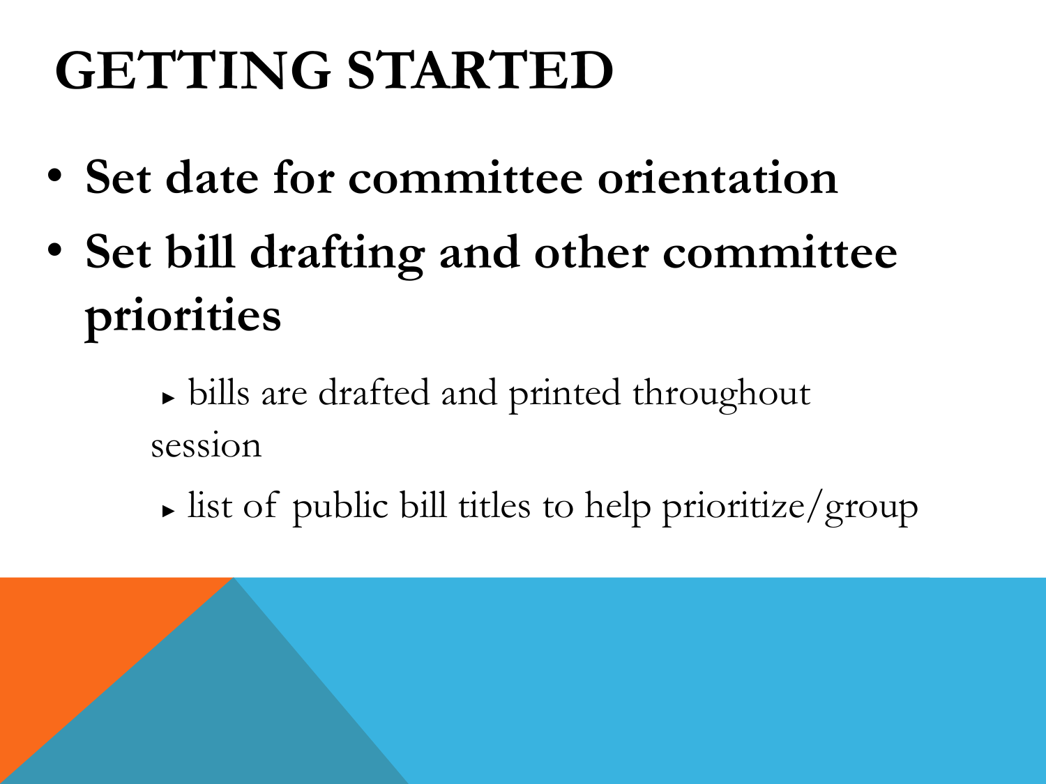# GETTING STARTED

- **Set date for committee orientation**
- **Set bill drafting and other committee priorities**
    - bills are drafted and printed throughout session
    - list of public bill titles to help prioritize/group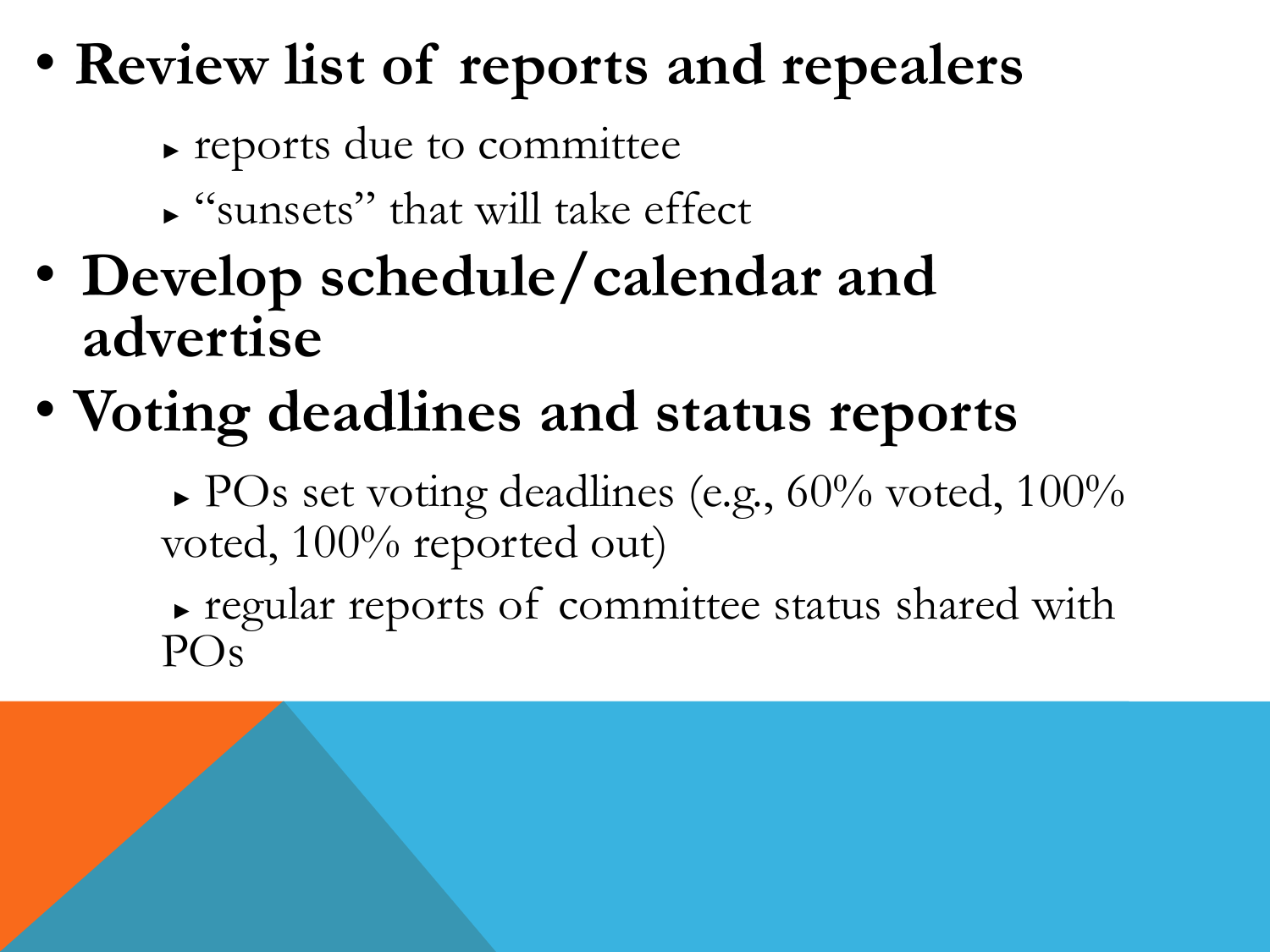- **Review list of reports and repealers**
  - reports due to committee
  - "sunsets" that will take effect
- **Develop schedule/calendar and advertise**
- **Voting deadlines and status reports**
  - POs set voting deadlines (e.g., 60% voted, 100% voted, 100% reported out)
  - regular reports of committee status shared with POs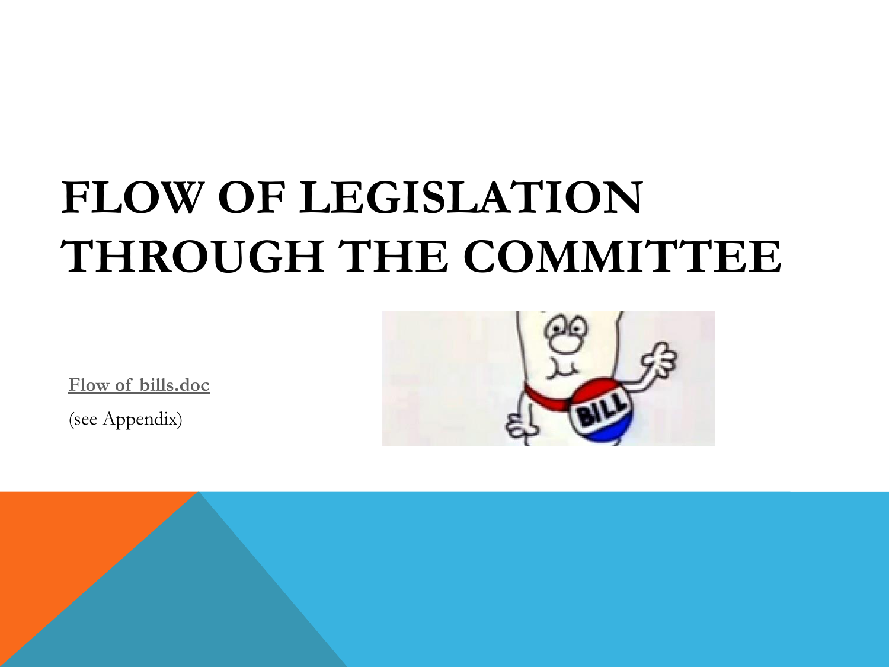# FLOW OF LEGISLATION THROUGH THE COMMITTEE

Flow of bills.doc

(see Appendix)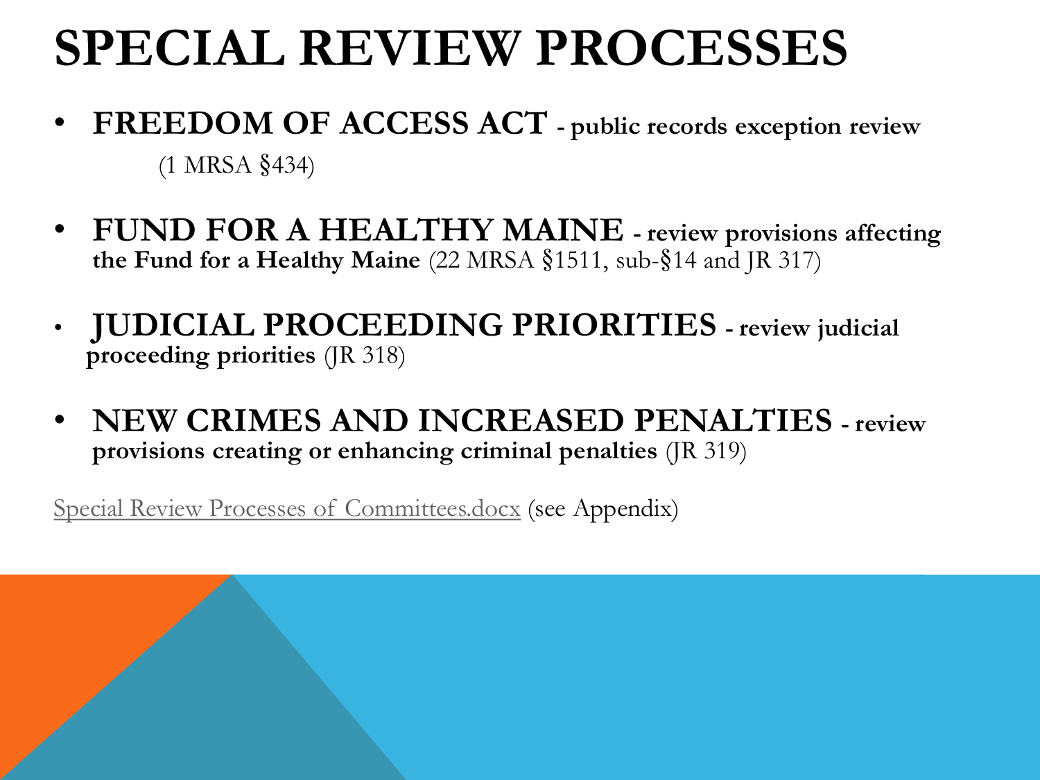# SPECIAL REVIEW PROCESSES

- **FREEDOM OF ACCESS ACT - public records exception review** (1 MRSA §434)
- **FUND FOR A HEALTHY MAINE - review provisions affecting the Fund for a Healthy Maine** (22 MRSA §1511, sub-§14 and JR 317)
- **JUDICIAL PROCEEDING PRIORITIES - review judicial proceeding priorities** (JR 318)
- **NEW CRIMES AND INCREASED PENALTIES - review provisions creating or enhancing criminal penalties** (JR 319)

Special Review Processes of Committees.docx (see Appendix)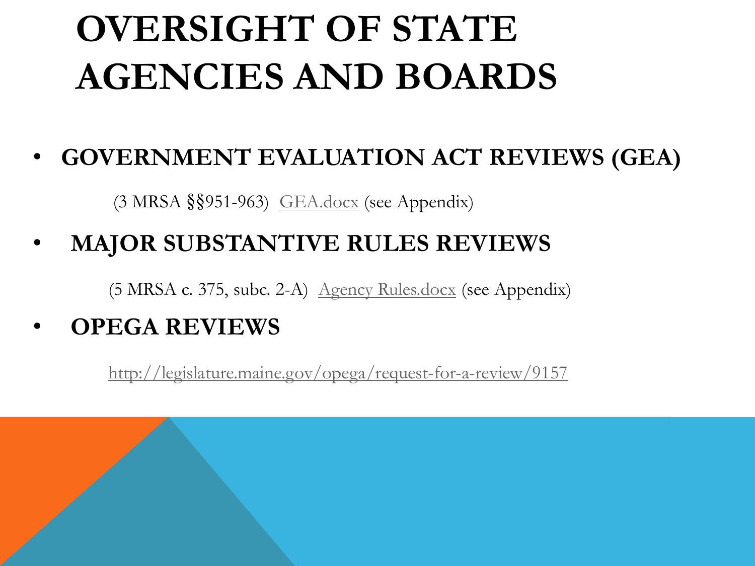# OVERSIGHT OF STATE AGENCIES AND BOARDS

- **GOVERNMENT EVALUATION ACT REVIEWS (GEA)**

  (3 MRSA §§951-963) GEA.docx (see Appendix)

- **MAJOR SUBSTANTIVE RULES REVIEWS**

  (5 MRSA c. 375, subc. 2-A) Agency Rules.docx (see Appendix)

- **OPEGA REVIEWS**

  http://legislature.maine.gov/opega/request-for-a-review/9157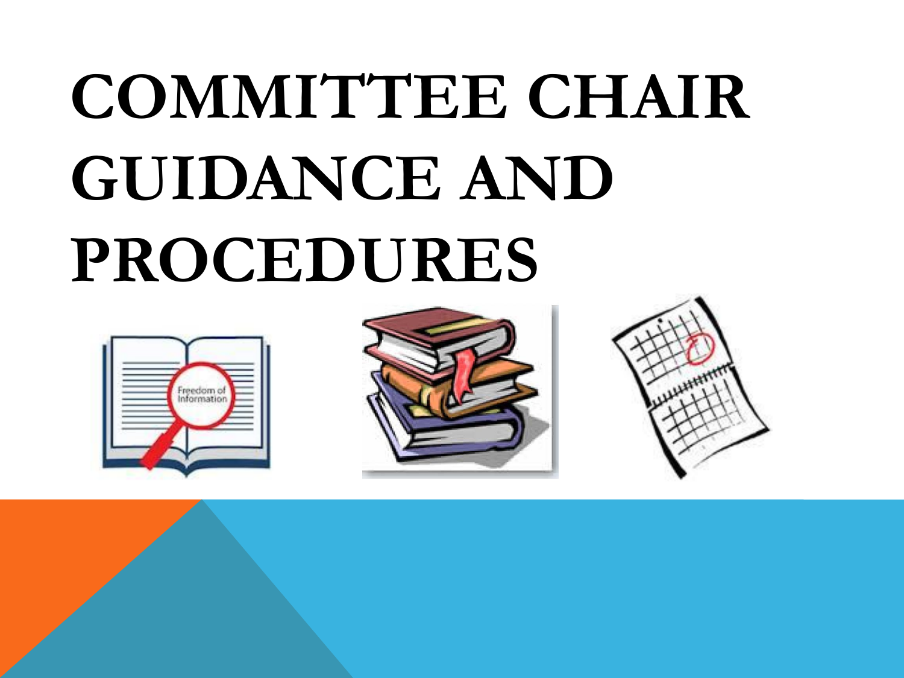# COMMITTEE CHAIR GUIDANCE AND PROCEDURES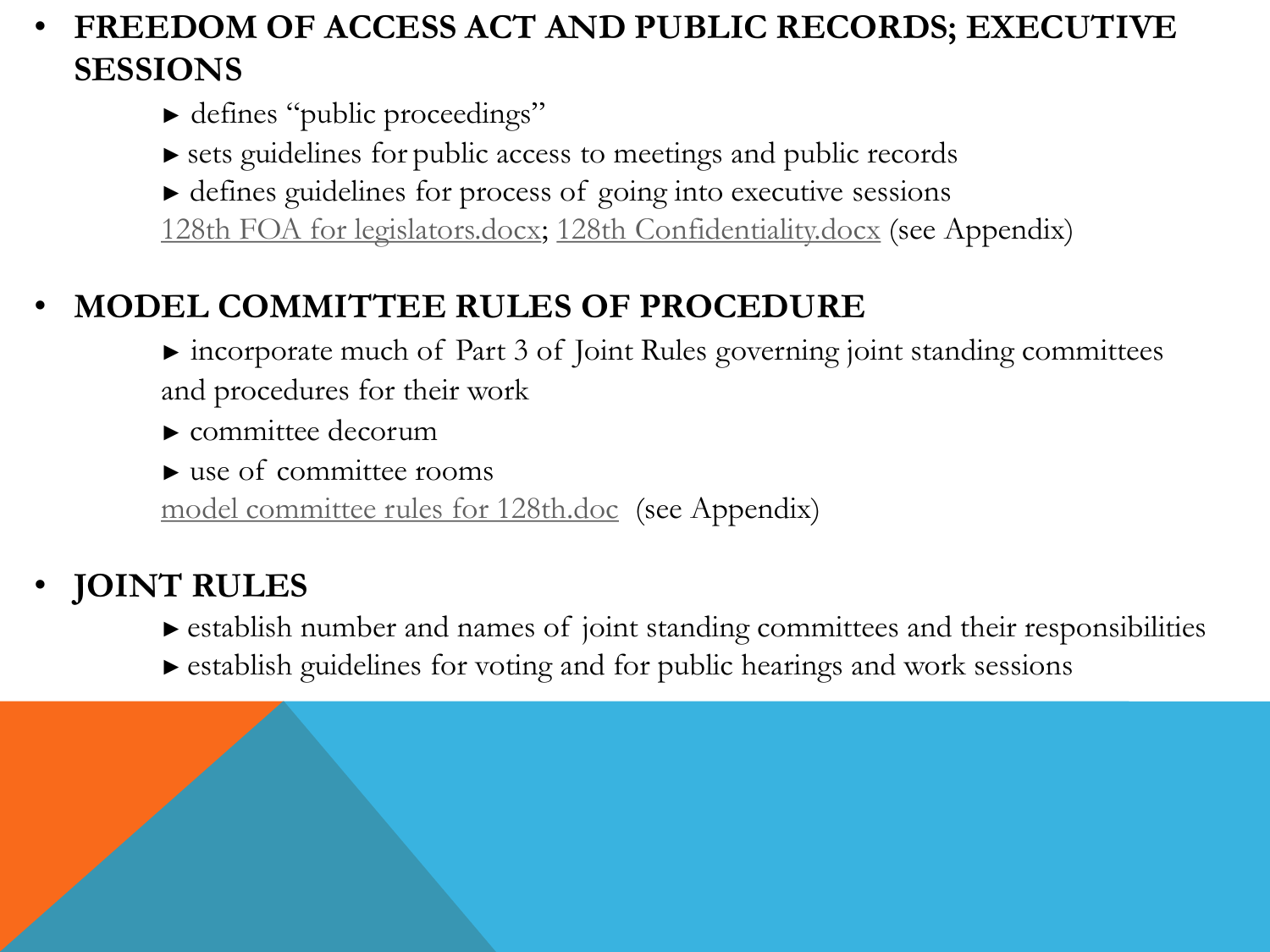- **FREEDOM OF ACCESS ACT AND PUBLIC RECORDS; EXECUTIVE SESSIONS**
  - ► defines "public proceedings"
  - ► sets guidelines for public access to meetings and public records
  - ► defines guidelines for process of going into executive sessions

  128th FOA for legislators.docx; 128th Confidentiality.docx (see Appendix)

- **MODEL COMMITTEE RULES OF PROCEDURE**
  - ► incorporate much of Part 3 of Joint Rules governing joint standing committees and procedures for their work
  - ► committee decorum
  - ► use of committee rooms

  model committee rules for 128th.doc (see Appendix)

- **JOINT RULES**
  - ► establish number and names of joint standing committees and their responsibilities
  - ► establish guidelines for voting and for public hearings and work sessions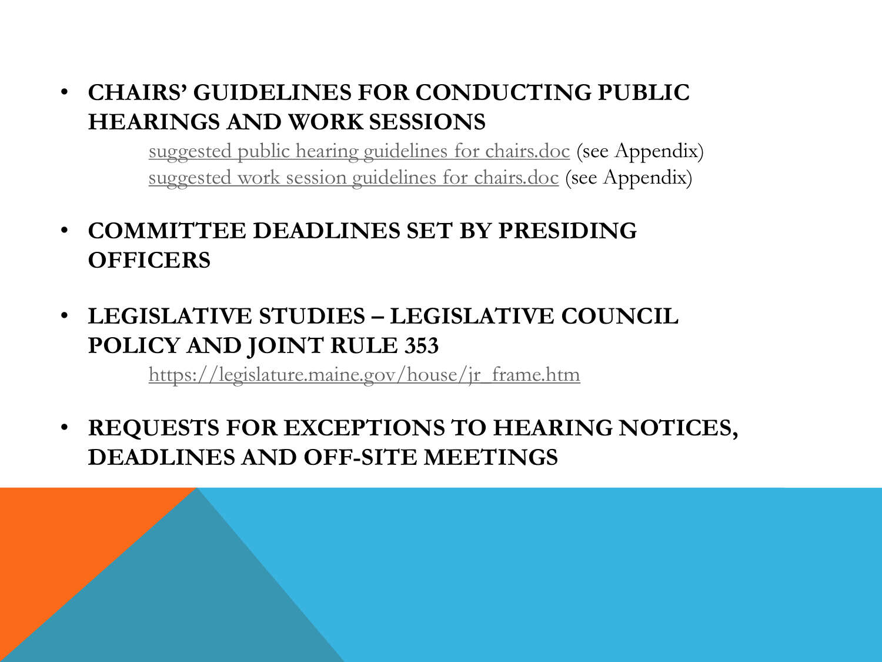- **CHAIRS' GUIDELINES FOR CONDUCTING PUBLIC HEARINGS AND WORK SESSIONS**

  suggested public hearing guidelines for chairs.doc (see Appendix)
  suggested work session guidelines for chairs.doc (see Appendix)

- **COMMITTEE DEADLINES SET BY PRESIDING OFFICERS**

- **LEGISLATIVE STUDIES – LEGISLATIVE COUNCIL POLICY AND JOINT RULE 353**

  https://legislature.maine.gov/house/jr_frame.htm

- **REQUESTS FOR EXCEPTIONS TO HEARING NOTICES, DEADLINES AND OFF-SITE MEETINGS**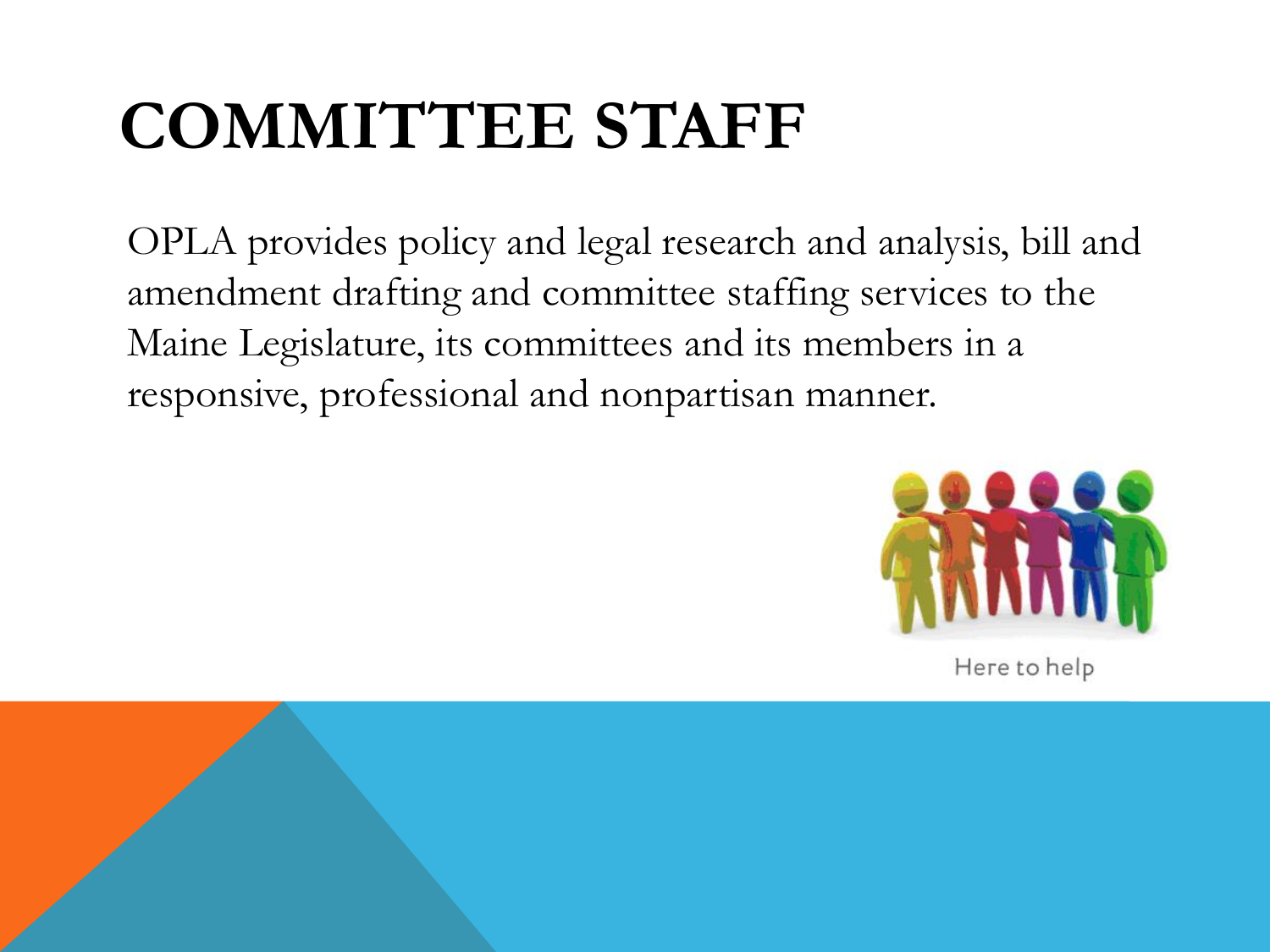# COMMITTEE STAFF

OPLA provides policy and legal research and analysis, bill and amendment drafting and committee staffing services to the Maine Legislature, its committees and its members in a responsive, professional and nonpartisan manner.

Here to help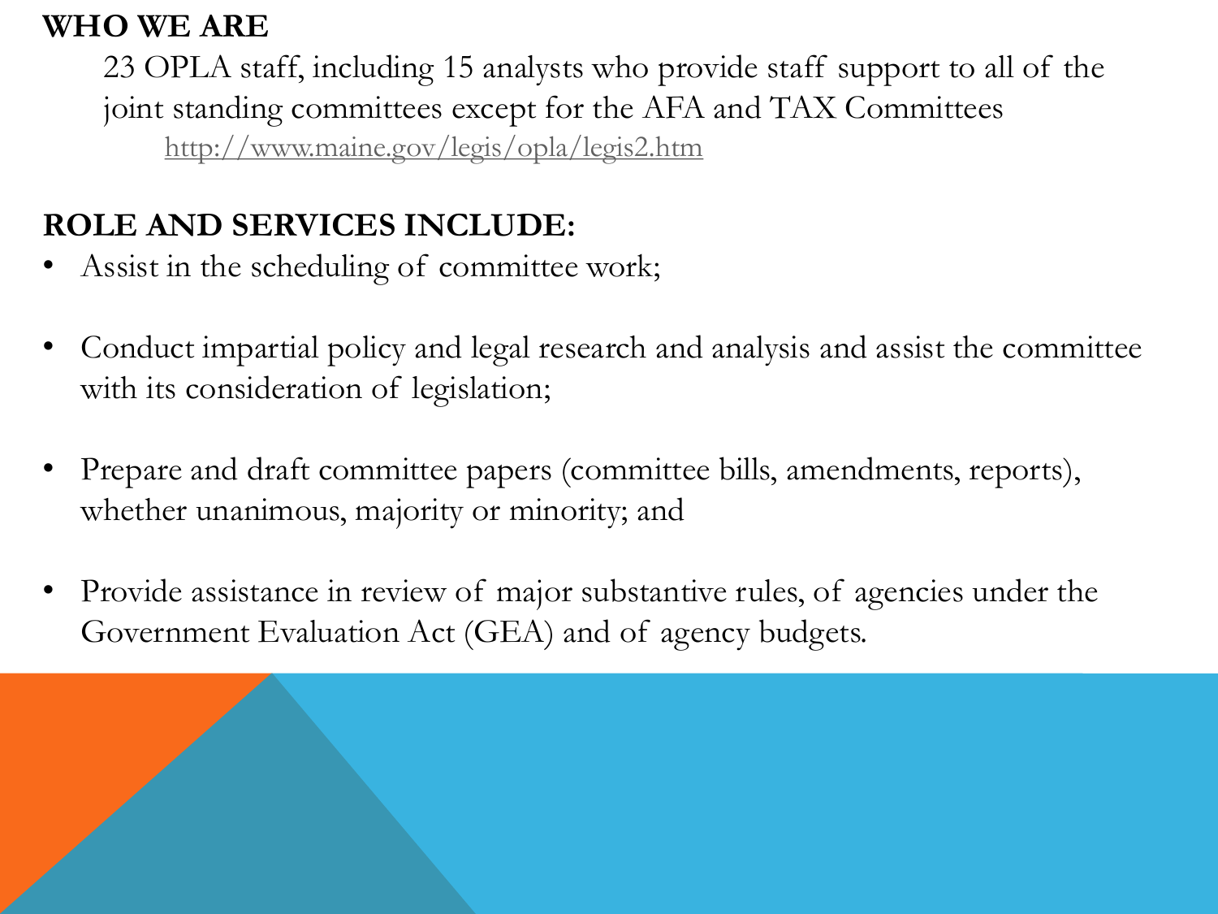## WHO WE ARE

23 OPLA staff, including 15 analysts who provide staff support to all of the joint standing committees except for the AFA and TAX Committees

http://www.maine.gov/legis/opla/legis2.htm

## ROLE AND SERVICES INCLUDE:

- Assist in the scheduling of committee work;
- Conduct impartial policy and legal research and analysis and assist the committee with its consideration of legislation;
- Prepare and draft committee papers (committee bills, amendments, reports), whether unanimous, majority or minority; and
- Provide assistance in review of major substantive rules, of agencies under the Government Evaluation Act (GEA) and of agency budgets.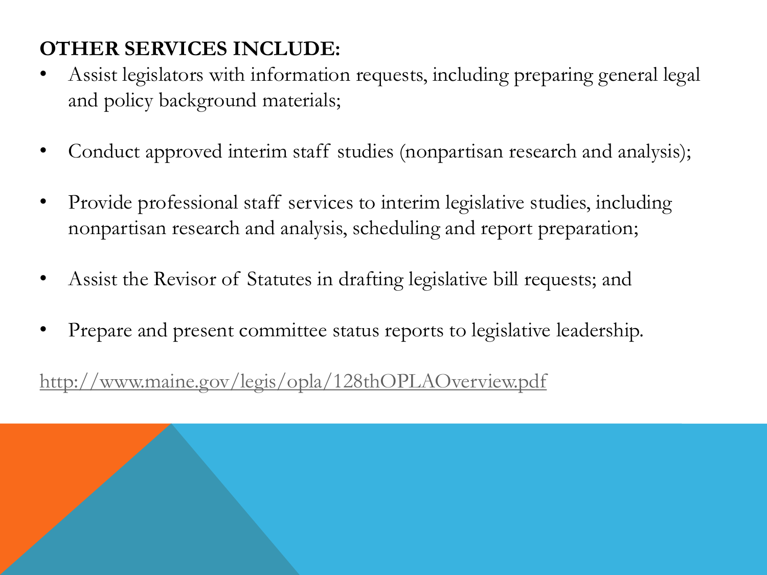**OTHER SERVICES INCLUDE:**

- Assist legislators with information requests, including preparing general legal and policy background materials;
- Conduct approved interim staff studies (nonpartisan research and analysis);
- Provide professional staff services to interim legislative studies, including nonpartisan research and analysis, scheduling and report preparation;
- Assist the Revisor of Statutes in drafting legislative bill requests; and
- Prepare and present committee status reports to legislative leadership.

http://www.maine.gov/legis/opla/128thOPLAOverview.pdf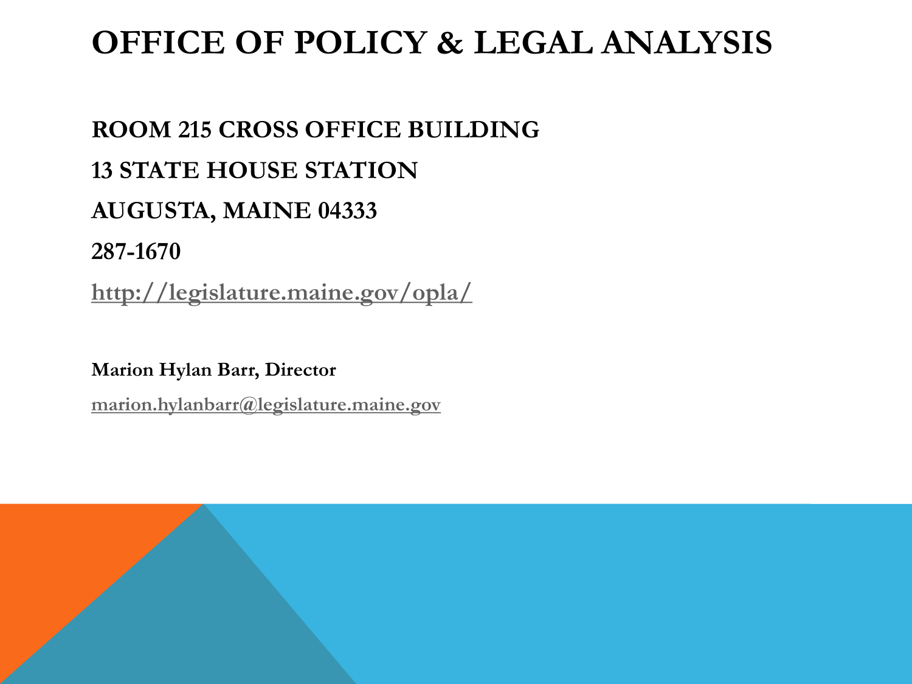# OFFICE OF POLICY & LEGAL ANALYSIS

**ROOM 215 CROSS OFFICE BUILDING**

**13 STATE HOUSE STATION**

**AUGUSTA, MAINE 04333**

**287-1670**

**http://legislature.maine.gov/opla/**

**Marion Hylan Barr, Director**

**marion.hylanbarr@legislature.maine.gov**